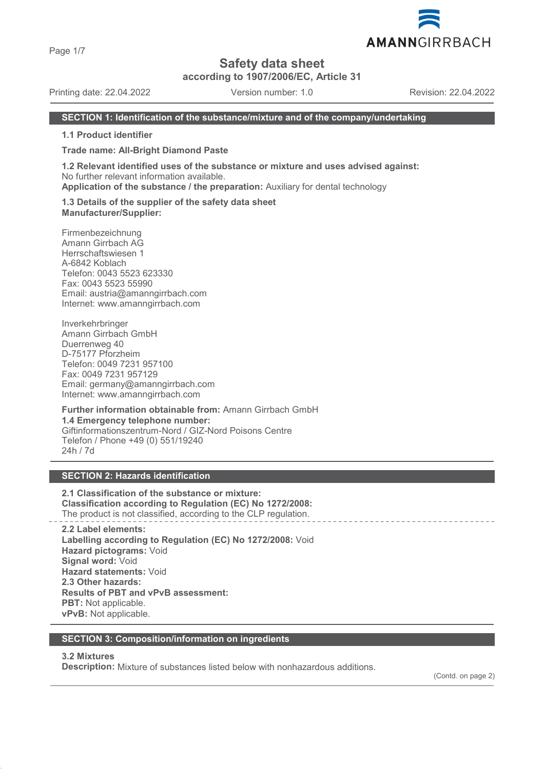# Safety data sheet

**according to 1907/2006/EC, Article 31**

Printing date: 22.04.2022 Version number: 1.0 Revision: 22.04.2022

## SECTION 1: Identification of the substance/mixture and of the company/undertaking

**1.1 Product identifier**

**Trade name: All-Bright Diamond Paste**

**1.2 Relevant identified uses of the substance or mixture and uses advised against:**
No further relevant information available.
**Application of the substance / the preparation:** Auxiliary for dental technology

**1.3 Details of the supplier of the safety data sheet**
**Manufacturer/Supplier:**

Firmenbezeichnung
Amann Girrbach AG
Herrschaftswiesen 1
A-6842 Koblach
Telefon: 0043 5523 623330
Fax: 0043 5523 55990
Email: austria@amanngirrbach.com
Internet: www.amanngirrbach.com

Inverkehrbringer
Amann Girrbach GmbH
Duerrenweg 40
D-75177 Pforzheim
Telefon: 0049 7231 957100
Fax: 0049 7231 957129
Email: germany@amanngirrbach.com
Internet: www.amanngirrbach.com

**Further information obtainable from:** Amann Girrbach GmbH
**1.4 Emergency telephone number:**
Giftinformationszentrum-Nord / GIZ-Nord Poisons Centre
Telefon / Phone +49 (0) 551/19240
24h / 7d

## SECTION 2: Hazards identification

**2.1 Classification of the substance or mixture:**
**Classification according to Regulation (EC) No 1272/2008:**
The product is not classified, according to the CLP regulation.

**2.2 Label elements:**
**Labelling according to Regulation (EC) No 1272/2008:** Void
**Hazard pictograms:** Void
**Signal word:** Void
**Hazard statements:** Void
**2.3 Other hazards:**
**Results of PBT and vPvB assessment:**
**PBT:** Not applicable.
**vPvB:** Not applicable.

## SECTION 3: Composition/information on ingredients

**3.2 Mixtures**
**Description:** Mixture of substances listed below with nonhazardous additions.

(Contd. on page 2)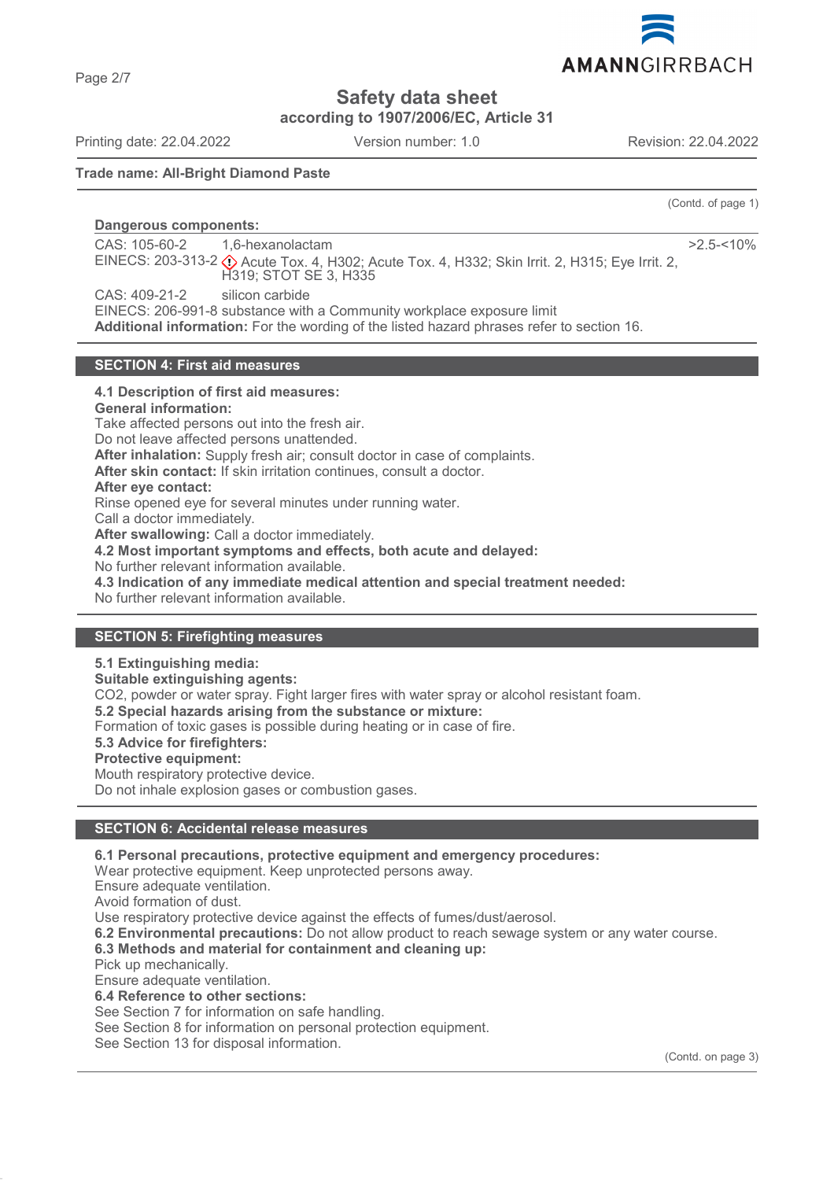# Safety data sheet

**according to 1907/2006/EC, Article 31**

Printing date: 22.04.2022 Version number: 1.0 Revision: 22.04.2022

**Trade name: All-Bright Diamond Paste**

(Contd. of page 1)

**Dangerous components:**

| | | |
|---|---|---|
| CAS: 105-60-2<br>EINECS: 203-313-2 | 1,6-hexanolactam<br>Acute Tox. 4, H302; Acute Tox. 4, H332; Skin Irrit. 2, H315; Eye Irrit. 2, H319; STOT SE 3, H335 | >2.5-<10% |
| CAS: 409-21-2<br>EINECS: 206-991-8 | silicon carbide<br>substance with a Community workplace exposure limit | |

**Additional information:** For the wording of the listed hazard phrases refer to section 16.

## SECTION 4: First aid measures

**4.1 Description of first aid measures:**

**General information:**
Take affected persons out into the fresh air.
Do not leave affected persons unattended.

**After inhalation:** Supply fresh air; consult doctor in case of complaints.

**After skin contact:** If skin irritation continues, consult a doctor.

**After eye contact:**
Rinse opened eye for several minutes under running water.
Call a doctor immediately.

**After swallowing:** Call a doctor immediately.

**4.2 Most important symptoms and effects, both acute and delayed:**
No further relevant information available.

**4.3 Indication of any immediate medical attention and special treatment needed:**
No further relevant information available.

## SECTION 5: Firefighting measures

**5.1 Extinguishing media:**

**Suitable extinguishing agents:**
CO2, powder or water spray. Fight larger fires with water spray or alcohol resistant foam.

**5.2 Special hazards arising from the substance or mixture:**
Formation of toxic gases is possible during heating or in case of fire.

**5.3 Advice for firefighters:**

**Protective equipment:**
Mouth respiratory protective device.
Do not inhale explosion gases or combustion gases.

## SECTION 6: Accidental release measures

**6.1 Personal precautions, protective equipment and emergency procedures:**
Wear protective equipment. Keep unprotected persons away.
Ensure adequate ventilation.
Avoid formation of dust.
Use respiratory protective device against the effects of fumes/dust/aerosol.

**6.2 Environmental precautions:** Do not allow product to reach sewage system or any water course.

**6.3 Methods and material for containment and cleaning up:**
Pick up mechanically.
Ensure adequate ventilation.

**6.4 Reference to other sections:**
See Section 7 for information on safe handling.
See Section 8 for information on personal protection equipment.
See Section 13 for disposal information.

(Contd. on page 3)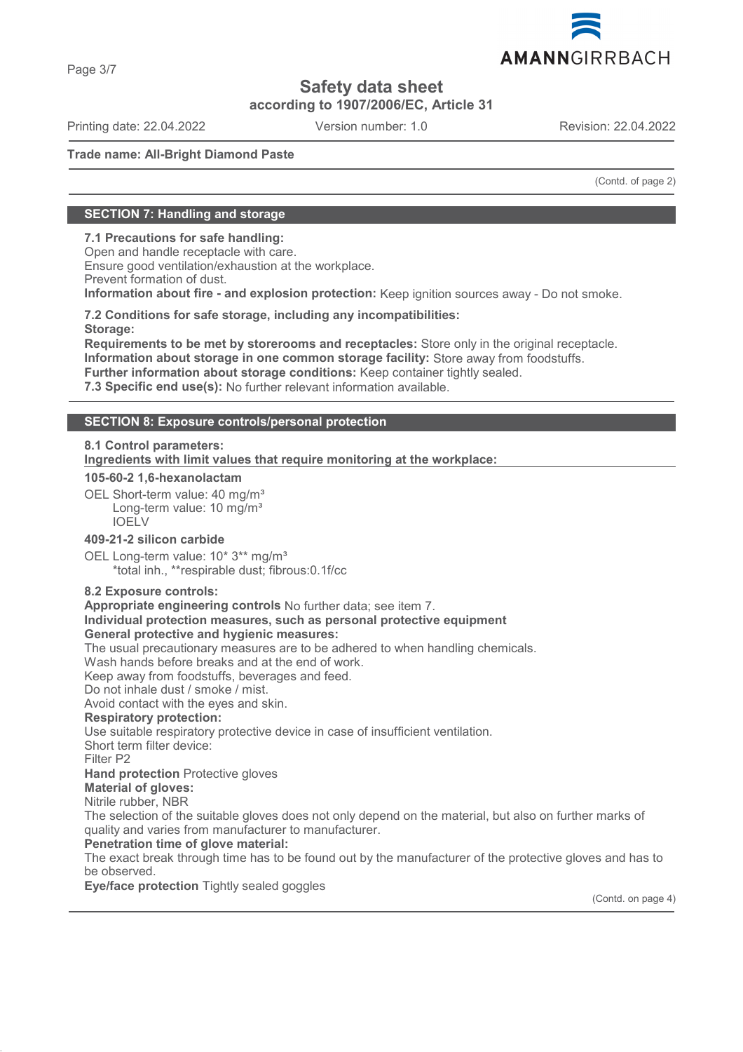# Safety data sheet

**according to 1907/2006/EC, Article 31**

Printing date: 22.04.2022 Version number: 1.0 Revision: 22.04.2022

**Trade name: All-Bright Diamond Paste**

(Contd. of page 2)

## SECTION 7: Handling and storage

**7.1 Precautions for safe handling:**
Open and handle receptacle with care.
Ensure good ventilation/exhaustion at the workplace.
Prevent formation of dust.
**Information about fire - and explosion protection:** Keep ignition sources away - Do not smoke.

**7.2 Conditions for safe storage, including any incompatibilities:**
**Storage:**
**Requirements to be met by storerooms and receptacles:** Store only in the original receptacle.
**Information about storage in one common storage facility:** Store away from foodstuffs.
**Further information about storage conditions:** Keep container tightly sealed.
**7.3 Specific end use(s):** No further relevant information available.

## SECTION 8: Exposure controls/personal protection

**8.1 Control parameters:**
**Ingredients with limit values that require monitoring at the workplace:**

**105-60-2 1,6-hexanolactam**

OEL Short-term value: 40 mg/m³
Long-term value: 10 mg/m³
IOELV

**409-21-2 silicon carbide**

OEL Long-term value: 10* 3** mg/m³
*total inh., **respirable dust; fibrous:0.1f/cc

**8.2 Exposure controls:**
**Appropriate engineering controls** No further data; see item 7.
**Individual protection measures, such as personal protective equipment**
**General protective and hygienic measures:**
The usual precautionary measures are to be adhered to when handling chemicals.
Wash hands before breaks and at the end of work.
Keep away from foodstuffs, beverages and feed.
Do not inhale dust / smoke / mist.
Avoid contact with the eyes and skin.
**Respiratory protection:**
Use suitable respiratory protective device in case of insufficient ventilation.
Short term filter device:
Filter P2
**Hand protection** Protective gloves
**Material of gloves:**
Nitrile rubber, NBR
The selection of the suitable gloves does not only depend on the material, but also on further marks of quality and varies from manufacturer to manufacturer.
**Penetration time of glove material:**
The exact break through time has to be found out by the manufacturer of the protective gloves and has to be observed.
**Eye/face protection** Tightly sealed goggles

(Contd. on page 4)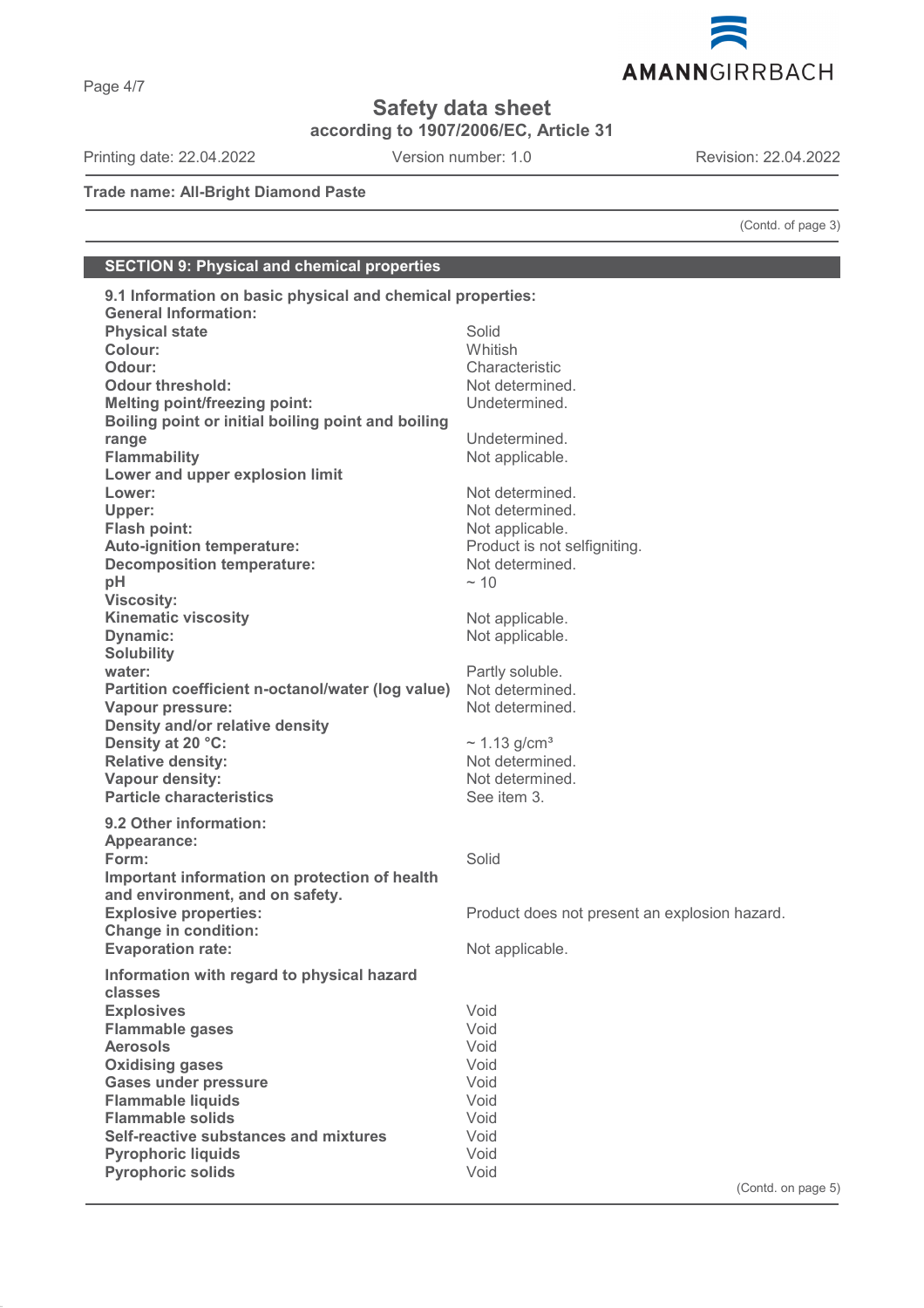**Trade name: All-Bright Diamond Paste**

(Contd. of page 3)

## SECTION 9: Physical and chemical properties

**9.1 Information on basic physical and chemical properties:**

**General Information:**

| | |
|---|---|
| **Physical state** | Solid |
| **Colour:** | Whitish |
| **Odour:** | Characteristic |
| **Odour threshold:** | Not determined. |
| **Melting point/freezing point:** | Undetermined. |
| **Boiling point or initial boiling point and boiling range** | Undetermined. |
| **Flammability** | Not applicable. |
| **Lower and upper explosion limit** | |
| **Lower:** | Not determined. |
| **Upper:** | Not determined. |
| **Flash point:** | Not applicable. |
| **Auto-ignition temperature:** | Product is not selfigniting. |
| **Decomposition temperature:** | Not determined. |
| **pH** | ~ 10 |
| **Viscosity:** | |
| **Kinematic viscosity** | Not applicable. |
| **Dynamic:** | Not applicable. |
| **Solubility** | |
| **water:** | Partly soluble. |
| **Partition coefficient n-octanol/water (log value)** | Not determined. |
| **Vapour pressure:** | Not determined. |
| **Density and/or relative density** | |
| **Density at 20 °C:** | ~ 1.13 g/cm³ |
| **Relative density:** | Not determined. |
| **Vapour density:** | Not determined. |
| **Particle characteristics** | See item 3. |

**9.2 Other information:**

| | |
|---|---|
| **Appearance:** | |
| **Form:** | Solid |
| **Important information on protection of health and environment, and on safety.** | |
| **Explosive properties:** | Product does not present an explosion hazard. |
| **Change in condition:** | |
| **Evaporation rate:** | Not applicable. |

**Information with regard to physical hazard classes**

| | |
|---|---|
| **Explosives** | Void |
| **Flammable gases** | Void |
| **Aerosols** | Void |
| **Oxidising gases** | Void |
| **Gases under pressure** | Void |
| **Flammable liquids** | Void |
| **Flammable solids** | Void |
| **Self-reactive substances and mixtures** | Void |
| **Pyrophoric liquids** | Void |
| **Pyrophoric solids** | Void |

(Contd. on page 5)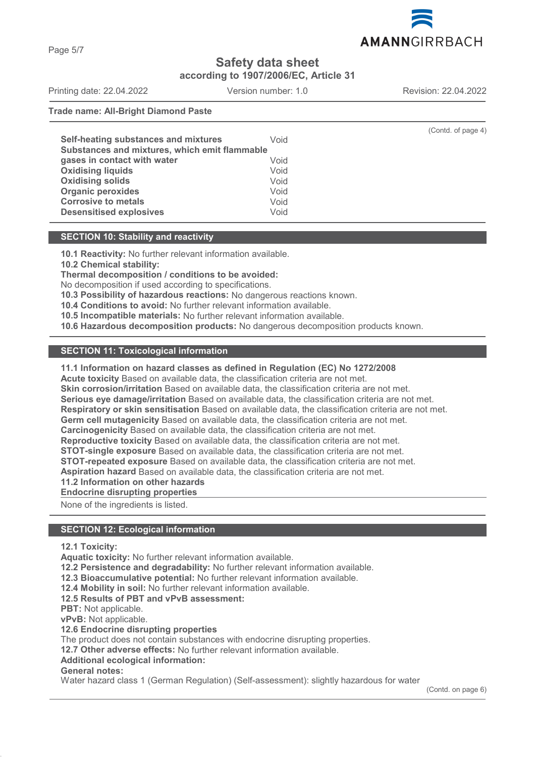**Trade name: All-Bright Diamond Paste**

(Contd. of page 4)

| | |
|---|---|
| **Self-heating substances and mixtures** | Void |
| **Substances and mixtures, which emit flammable gases in contact with water** | Void |
| **Oxidising liquids** | Void |
| **Oxidising solids** | Void |
| **Organic peroxides** | Void |
| **Corrosive to metals** | Void |
| **Desensitised explosives** | Void |

## SECTION 10: Stability and reactivity

**10.1 Reactivity:** No further relevant information available.
**10.2 Chemical stability:**
**Thermal decomposition / conditions to be avoided:**
No decomposition if used according to specifications.
**10.3 Possibility of hazardous reactions:** No dangerous reactions known.
**10.4 Conditions to avoid:** No further relevant information available.
**10.5 Incompatible materials:** No further relevant information available.
**10.6 Hazardous decomposition products:** No dangerous decomposition products known.

## SECTION 11: Toxicological information

**11.1 Information on hazard classes as defined in Regulation (EC) No 1272/2008**
**Acute toxicity** Based on available data, the classification criteria are not met.
**Skin corrosion/irritation** Based on available data, the classification criteria are not met.
**Serious eye damage/irritation** Based on available data, the classification criteria are not met.
**Respiratory or skin sensitisation** Based on available data, the classification criteria are not met.
**Germ cell mutagenicity** Based on available data, the classification criteria are not met.
**Carcinogenicity** Based on available data, the classification criteria are not met.
**Reproductive toxicity** Based on available data, the classification criteria are not met.
**STOT-single exposure** Based on available data, the classification criteria are not met.
**STOT-repeated exposure** Based on available data, the classification criteria are not met.
**Aspiration hazard** Based on available data, the classification criteria are not met.
**11.2 Information on other hazards**
**Endocrine disrupting properties**

None of the ingredients is listed.

## SECTION 12: Ecological information

**12.1 Toxicity:**
**Aquatic toxicity:** No further relevant information available.
**12.2 Persistence and degradability:** No further relevant information available.
**12.3 Bioaccumulative potential:** No further relevant information available.
**12.4 Mobility in soil:** No further relevant information available.
**12.5 Results of PBT and vPvB assessment:**
**PBT:** Not applicable.
**vPvB:** Not applicable.
**12.6 Endocrine disrupting properties**
The product does not contain substances with endocrine disrupting properties.
**12.7 Other adverse effects:** No further relevant information available.
**Additional ecological information:**
**General notes:**
Water hazard class 1 (German Regulation) (Self-assessment): slightly hazardous for water

(Contd. on page 6)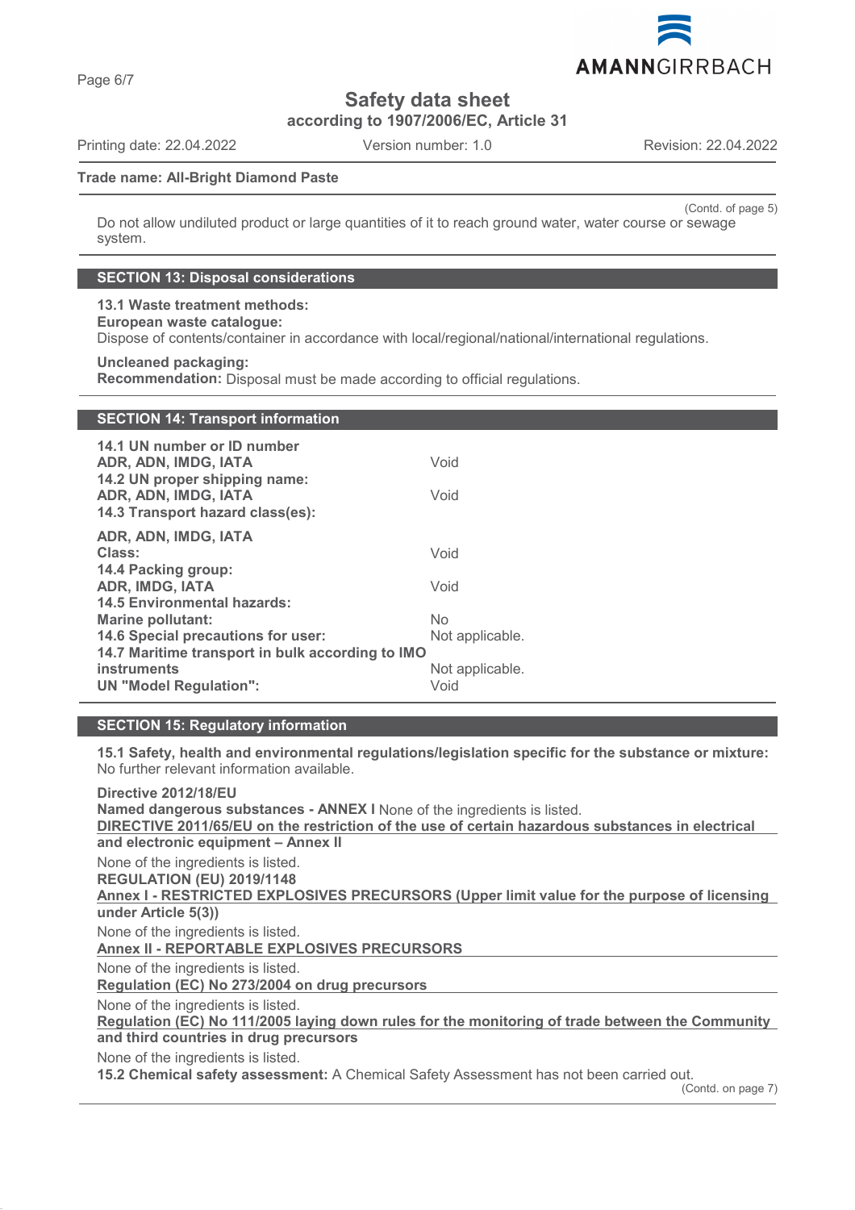Safety data sheet
according to 1907/2006/EC, Article 31

Printing date: 22.04.2022 Version number: 1.0 Revision: 22.04.2022

**Trade name: All-Bright Diamond Paste**

(Contd. of page 5)

Do not allow undiluted product or large quantities of it to reach ground water, water course or sewage system.

## SECTION 13: Disposal considerations

**13.1 Waste treatment methods:**
**European waste catalogue:**
Dispose of contents/container in accordance with local/regional/national/international regulations.

**Uncleaned packaging:**
**Recommendation:** Disposal must be made according to official regulations.

## SECTION 14: Transport information

| | |
|---|---|
| **14.1 UN number or ID number** | |
| **ADR, ADN, IMDG, IATA** | Void |
| **14.2 UN proper shipping name:** | |
| **ADR, ADN, IMDG, IATA** | Void |
| **14.3 Transport hazard class(es):** | |
| **ADR, ADN, IMDG, IATA** | |
| **Class:** | Void |
| **14.4 Packing group:** | |
| **ADR, IMDG, IATA** | Void |
| **14.5 Environmental hazards:** | |
| **Marine pollutant:** | No |
| **14.6 Special precautions for user:** | Not applicable. |
| **14.7 Maritime transport in bulk according to IMO instruments** | Not applicable. |
| **UN "Model Regulation":** | Void |

## SECTION 15: Regulatory information

**15.1 Safety, health and environmental regulations/legislation specific for the substance or mixture:**
No further relevant information available.

**Directive 2012/18/EU**
**Named dangerous substances - ANNEX I** None of the ingredients is listed.

**DIRECTIVE 2011/65/EU on the restriction of the use of certain hazardous substances in electrical and electronic equipment – Annex II**

None of the ingredients is listed.

**REGULATION (EU) 2019/1148**

**Annex I - RESTRICTED EXPLOSIVES PRECURSORS (Upper limit value for the purpose of licensing under Article 5(3))**

None of the ingredients is listed.

**Annex II - REPORTABLE EXPLOSIVES PRECURSORS**

None of the ingredients is listed.

**Regulation (EC) No 273/2004 on drug precursors**

None of the ingredients is listed.

**Regulation (EC) No 111/2005 laying down rules for the monitoring of trade between the Community and third countries in drug precursors**

None of the ingredients is listed.

**15.2 Chemical safety assessment:** A Chemical Safety Assessment has not been carried out.

(Contd. on page 7)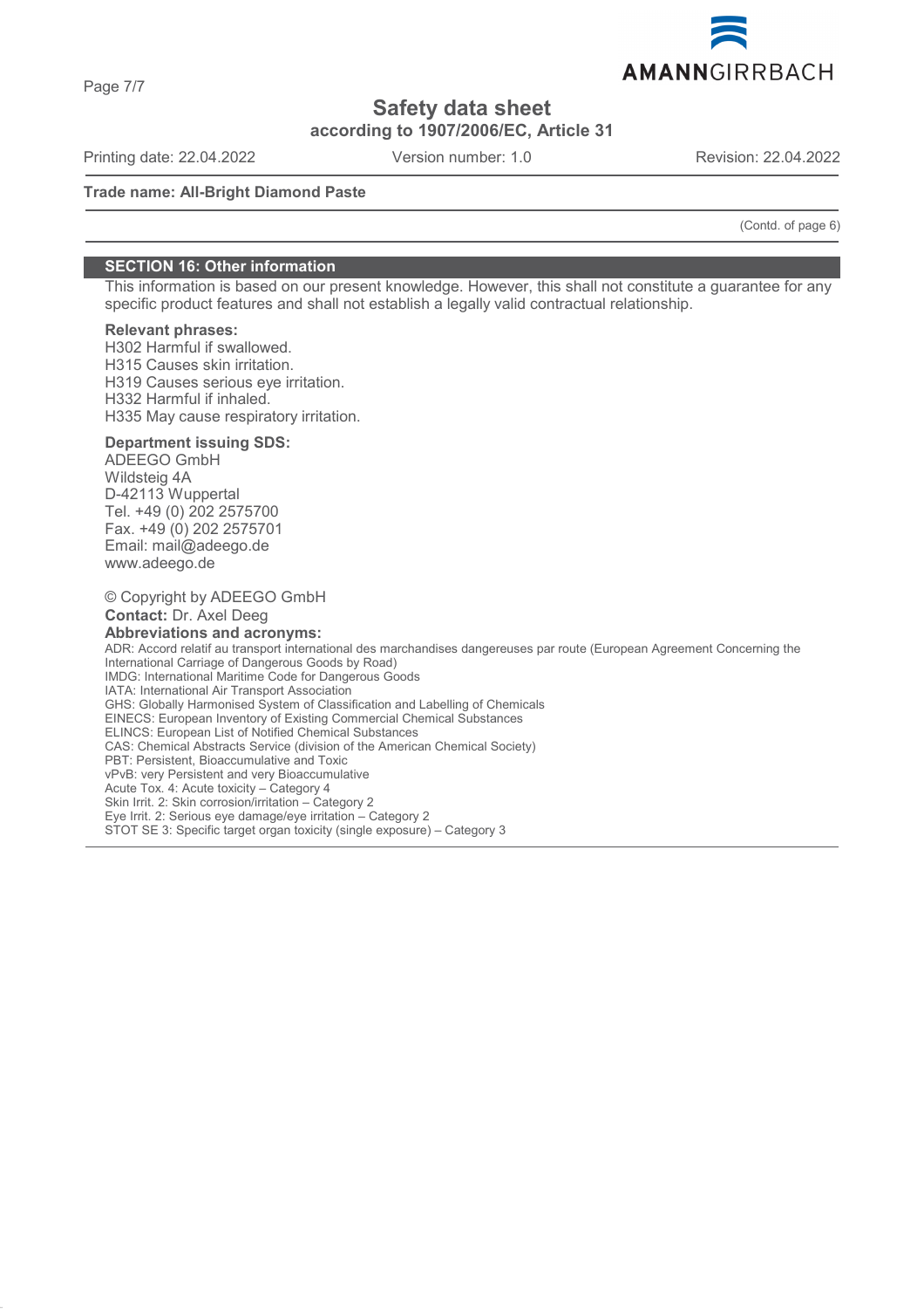## SECTION 16: Other information

This information is based on our present knowledge. However, this shall not constitute a guarantee for any specific product features and shall not establish a legally valid contractual relationship.

**Relevant phrases:**

H302 Harmful if swallowed.
H315 Causes skin irritation.
H319 Causes serious eye irritation.
H332 Harmful if inhaled.
H335 May cause respiratory irritation.

**Department issuing SDS:**

ADEEGO GmbH
Wildsteig 4A
D-42113 Wuppertal
Tel. +49 (0) 202 2575700
Fax. +49 (0) 202 2575701
Email: mail@adeego.de
www.adeego.de

© Copyright by ADEEGO GmbH

**Contact:** Dr. Axel Deeg

**Abbreviations and acronyms:**

ADR: Accord relatif au transport international des marchandises dangereuses par route (European Agreement Concerning the International Carriage of Dangerous Goods by Road)
IMDG: International Maritime Code for Dangerous Goods
IATA: International Air Transport Association
GHS: Globally Harmonised System of Classification and Labelling of Chemicals
EINECS: European Inventory of Existing Commercial Chemical Substances
ELINCS: European List of Notified Chemical Substances
CAS: Chemical Abstracts Service (division of the American Chemical Society)
PBT: Persistent, Bioaccumulative and Toxic
vPvB: very Persistent and very Bioaccumulative
Acute Tox. 4: Acute toxicity – Category 4
Skin Irrit. 2: Skin corrosion/irritation – Category 2
Eye Irrit. 2: Serious eye damage/eye irritation – Category 2
STOT SE 3: Specific target organ toxicity (single exposure) – Category 3